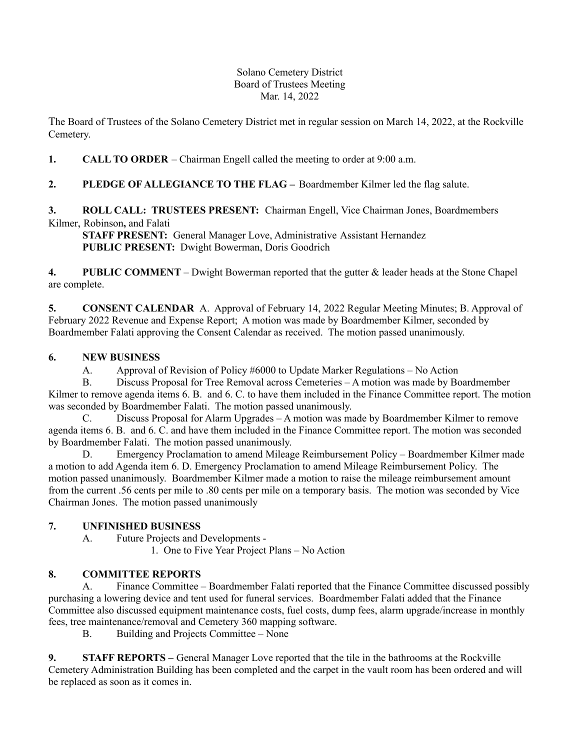Solano Cemetery District
Board of Trustees Meeting
Mar. 14, 2022

The Board of Trustees of the Solano Cemetery District met in regular session on March 14, 2022, at the Rockville Cemetery.

**1. CALL TO ORDER** – Chairman Engell called the meeting to order at 9:00 a.m.

**2. PLEDGE OF ALLEGIANCE TO THE FLAG –** Boardmember Kilmer led the flag salute.

**3. ROLL CALL: TRUSTEES PRESENT:** Chairman Engell, Vice Chairman Jones, Boardmembers Kilmer, Robinson**,** and Falati

**STAFF PRESENT:** General Manager Love, Administrative Assistant Hernandez

**PUBLIC PRESENT:** Dwight Bowerman, Doris Goodrich

**4. PUBLIC COMMENT** – Dwight Bowerman reported that the gutter & leader heads at the Stone Chapel are complete.

**5. CONSENT CALENDAR** A. Approval of February 14, 2022 Regular Meeting Minutes; B. Approval of February 2022 Revenue and Expense Report; A motion was made by Boardmember Kilmer, seconded by Boardmember Falati approving the Consent Calendar as received. The motion passed unanimously.

**6. NEW BUSINESS**

A. Approval of Revision of Policy #6000 to Update Marker Regulations – No Action

B. Discuss Proposal for Tree Removal across Cemeteries – A motion was made by Boardmember Kilmer to remove agenda items 6. B. and 6. C. to have them included in the Finance Committee report. The motion was seconded by Boardmember Falati. The motion passed unanimously.

C. Discuss Proposal for Alarm Upgrades – A motion was made by Boardmember Kilmer to remove agenda items 6. B. and 6. C. and have them included in the Finance Committee report. The motion was seconded by Boardmember Falati. The motion passed unanimously.

D. Emergency Proclamation to amend Mileage Reimbursement Policy – Boardmember Kilmer made a motion to add Agenda item 6. D. Emergency Proclamation to amend Mileage Reimbursement Policy. The motion passed unanimously. Boardmember Kilmer made a motion to raise the mileage reimbursement amount from the current .56 cents per mile to .80 cents per mile on a temporary basis. The motion was seconded by Vice Chairman Jones. The motion passed unanimously

**7. UNFINISHED BUSINESS**

A. Future Projects and Developments -

1. One to Five Year Project Plans – No Action

**8. COMMITTEE REPORTS**

A. Finance Committee – Boardmember Falati reported that the Finance Committee discussed possibly purchasing a lowering device and tent used for funeral services. Boardmember Falati added that the Finance Committee also discussed equipment maintenance costs, fuel costs, dump fees, alarm upgrade/increase in monthly fees, tree maintenance/removal and Cemetery 360 mapping software.

B. Building and Projects Committee – None

**9. STAFF REPORTS –** General Manager Love reported that the tile in the bathrooms at the Rockville Cemetery Administration Building has been completed and the carpet in the vault room has been ordered and will be replaced as soon as it comes in.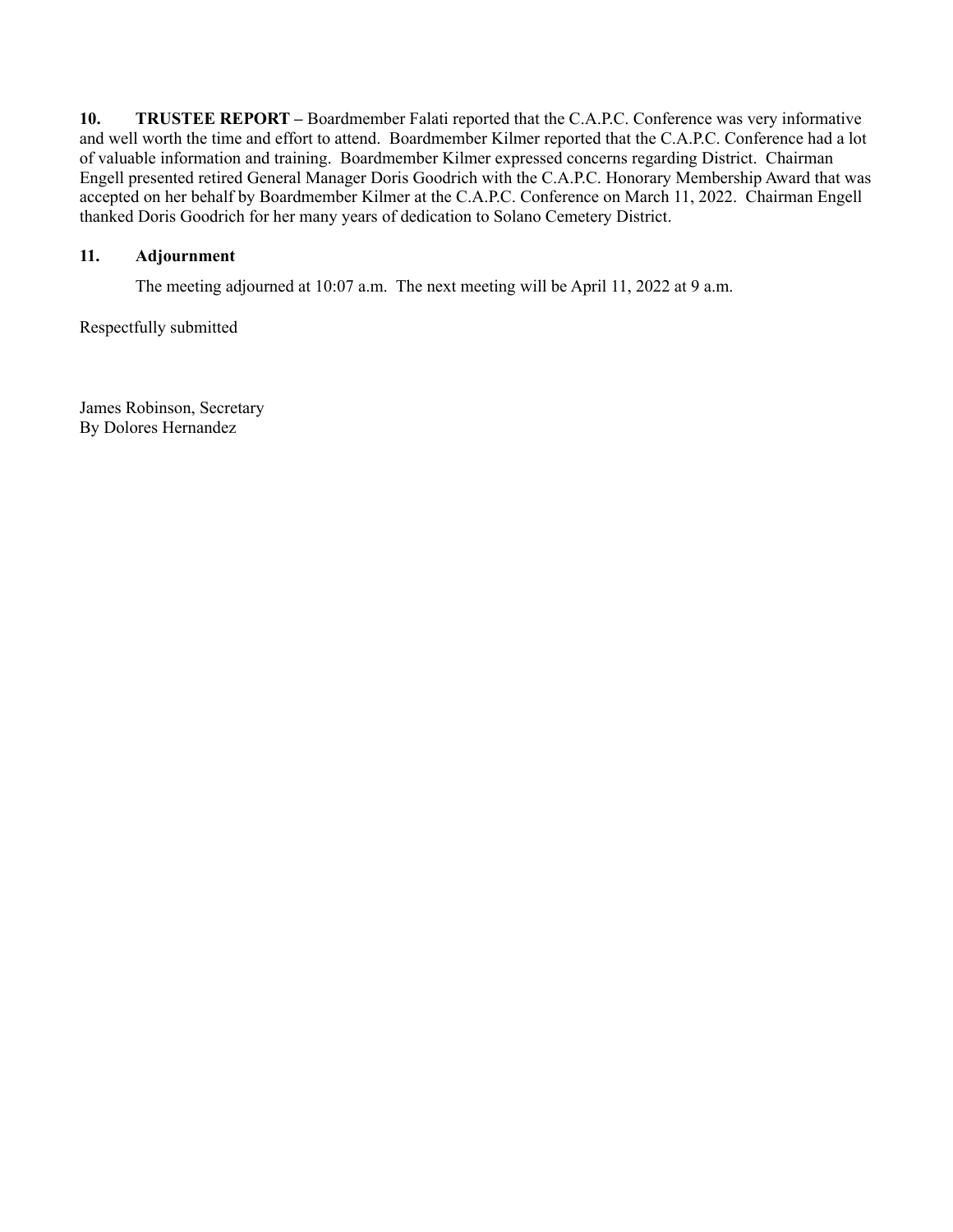**10. TRUSTEE REPORT –** Boardmember Falati reported that the C.A.P.C. Conference was very informative and well worth the time and effort to attend. Boardmember Kilmer reported that the C.A.P.C. Conference had a lot of valuable information and training. Boardmember Kilmer expressed concerns regarding District. Chairman Engell presented retired General Manager Doris Goodrich with the C.A.P.C. Honorary Membership Award that was accepted on her behalf by Boardmember Kilmer at the C.A.P.C. Conference on March 11, 2022. Chairman Engell thanked Doris Goodrich for her many years of dedication to Solano Cemetery District.

**11. Adjournment**

The meeting adjourned at 10:07 a.m. The next meeting will be April 11, 2022 at 9 a.m.

Respectfully submitted

James Robinson, Secretary
By Dolores Hernandez